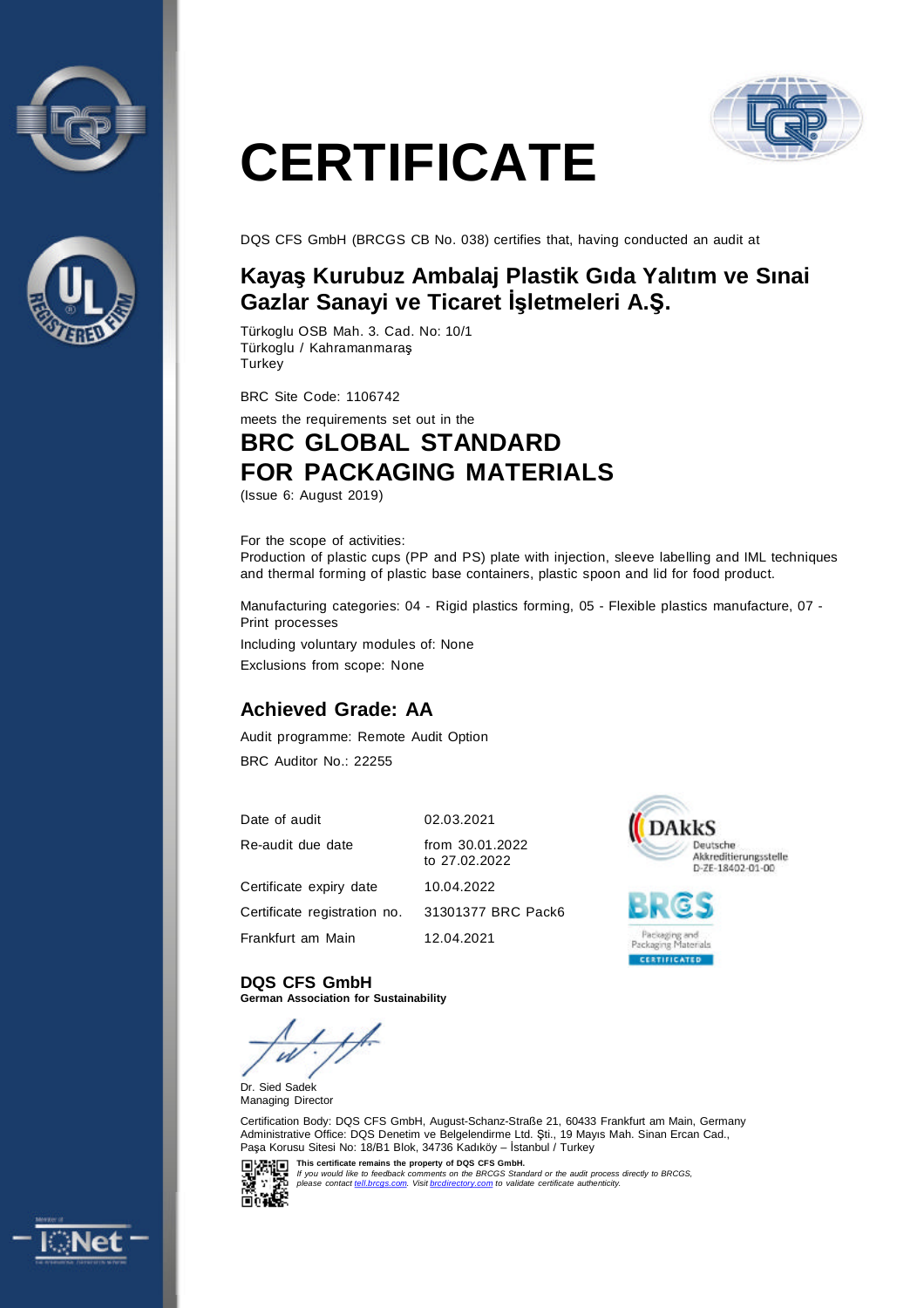# CERTIFICATE

DQS CFS GmbH (BRCGS CB No. 038) certifies that, having conducted an audit at

## Kayaş Kurubuz Ambalaj Plastik Gıda Yalıtım ve Sınai Gazlar Sanayi ve Ticaret İşletmeleri A.Ş.

Türkoglu OSB Mah. 3. Cad. No: 10/1
Türkoglu / Kahramanmaraş
Turkey

BRC Site Code: 1106742

meets the requirements set out in the

## BRC GLOBAL STANDARD FOR PACKAGING MATERIALS

(Issue 6: August 2019)

For the scope of activities:
Production of plastic cups (PP and PS) plate with injection, sleeve labelling and IML techniques and thermal forming of plastic base containers, plastic spoon and lid for food product.

Manufacturing categories: 04 - Rigid plastics forming, 05 - Flexible plastics manufacture, 07 - Print processes

Including voluntary modules of: None

Exclusions from scope: None

### Achieved Grade: AA

Audit programme: Remote Audit Option

BRC Auditor No.: 22255

| | |
|---|---|
| Date of audit | 02.03.2021 |
| Re-audit due date | from 30.01.2022<br>to 27.02.2022 |
| Certificate expiry date | 10.04.2022 |
| Certificate registration no. | 31301377 BRC Pack6 |
| Frankfurt am Main | 12.04.2021 |

DAkkS Deutsche Akkreditierungsstelle D-ZE-18402-01-00

BRCGS Packaging and Packaging Materials CERTIFICATED

**DQS CFS GmbH**
**German Association for Sustainability**

Dr. Sied Sadek
Managing Director

Certification Body: DQS CFS GmbH, August-Schanz-Straße 21, 60433 Frankfurt am Main, Germany
Administrative Office: DQS Denetim ve Belgelendirme Ltd. Şti., 19 Mayıs Mah. Sinan Ercan Cad., Paşa Korusu Sitesi No: 18/B1 Blok, 34736 Kadıköy – İstanbul / Turkey

**This certificate remains the property of DQS CFS GmbH.**
*If you would like to feedback comments on the BRCGS Standard or the audit process directly to BRCGS, please contact tell.brcgs.com. Visit brcdirectory.com to validate certificate authenticity.*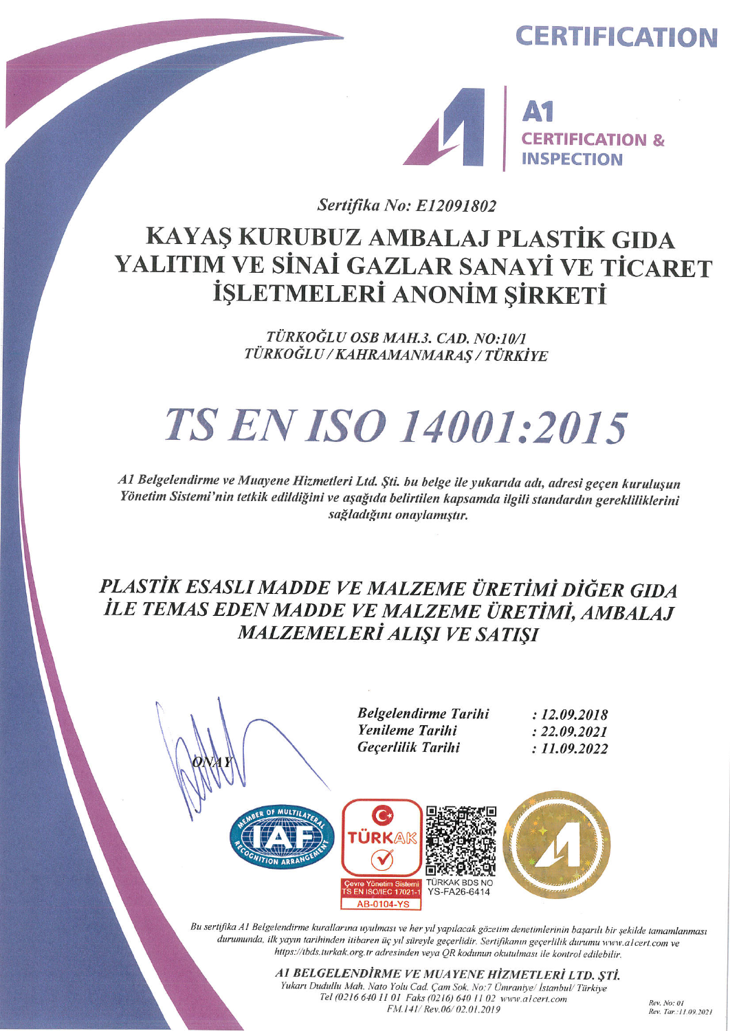# CERTIFICATION

**A1**
**CERTIFICATION & INSPECTION**

*Sertifika No: E12091802*

# KAYAŞ KURUBUZ AMBALAJ PLASTİK GIDA YALITIM VE SİNAİ GAZLAR SANAYİ VE TİCARET İŞLETMELERİ ANONİM ŞİRKETİ

*TÜRKOĞLU OSB MAH.3. CAD. NO:10/1*
*TÜRKOĞLU / KAHRAMANMARAŞ / TÜRKİYE*

# *TS EN ISO 14001:2015*

*A1 Belgelendirme ve Muayene Hizmetleri Ltd. Şti. bu belge ile yukarıda adı, adresi geçen kuruluşun Yönetim Sistemi'nin tetkik edildiğini ve aşağıda belirtilen kapsamda ilgili standardın gerekliliklerini sağladığını onaylamıştır.*

## *PLASTİK ESASLI MADDE VE MALZEME ÜRETİMİ DİĞER GIDA İLE TEMAS EDEN MADDE VE MALZEME ÜRETİMİ, AMBALAJ MALZEMELERİ ALIŞI VE SATIŞI*

| | |
|---|---|
| ***Belgelendirme Tarihi*** | ***: 12.09.2018*** |
| ***Yenileme Tarihi*** | ***: 22.09.2021*** |
| ***Geçerlilik Tarihi*** | ***: 11.09.2022*** |

*ONAY*

TÜRKAK
Çevre Yönetim Sistemi
TS EN ISO/IEC 17021-1
AB-0104-YS

TÜRKAK BDS NO
YS-FA26-6414

*Bu sertifika A1 Belgelendirme kurallarına uyulması ve her yıl yapılacak gözetim denetimlerinin başarılı bir şekilde tamamlanması durumunda, ilk yayın tarihinden itibaren üç yıl süreyle geçerlidir. Sertifikanın geçerlilik durumu www.a1cert.com ve https://tbds.turkak.org.tr adresinden veya QR kodunun okutulması ile kontrol edilebilir.*

***A1 BELGELENDİRME VE MUAYENE HİZMETLERİ LTD. ŞTİ.***
*Yukarı Dudullu Mah. Nato Yolu Cad. Çam Sok. No:7 Ümraniye/ İstanbul/ Türkiye*
*Tel (0216 640 11 01 Faks (0216) 640 11 02 www.a1cert.com*
*FM.141/ Rev.06/ 02.01.2019*

*Rev. No: 01*
*Rev. Tar.: 11.09.2021*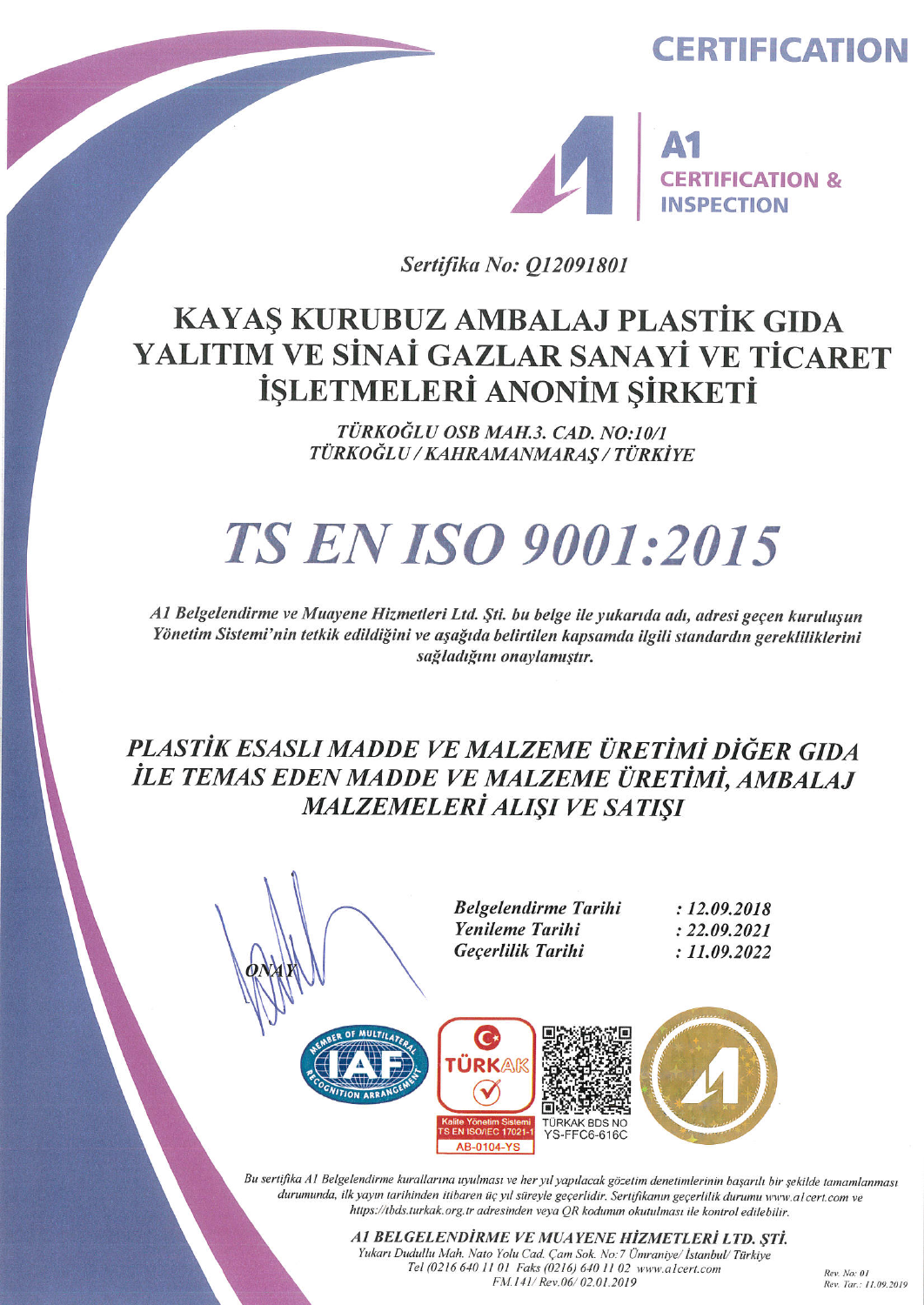# CERTIFICATION

**A1**
**CERTIFICATION & INSPECTION**

*Sertifika No: Q12091801*

## KAYAŞ KURUBUZ AMBALAJ PLASTİK GIDA YALITIM VE SİNAİ GAZLAR SANAYİ VE TİCARET İŞLETMELERİ ANONİM ŞİRKETİ

*TÜRKOĞLU OSB MAH.3. CAD. NO:10/1*
*TÜRKOĞLU / KAHRAMANMARAŞ / TÜRKİYE*

# *TS EN ISO 9001:2015*

***A1 Belgelendirme ve Muayene Hizmetleri Ltd. Şti. bu belge ile yukarıda adı, adresi geçen kuruluşun Yönetim Sistemi'nin tetkik edildiğini ve aşağıda belirtilen kapsamda ilgili standardın gerekliliklerini sağladığını onaylamıştır.***

## *PLASTİK ESASLI MADDE VE MALZEME ÜRETİMİ DİĞER GIDA İLE TEMAS EDEN MADDE VE MALZEME ÜRETİMİ, AMBALAJ MALZEMELERİ ALIŞI VE SATIŞI*

ONAY

| | |
|---|---|
| ***Belgelendirme Tarihi*** | ***: 12.09.2018*** |
| ***Yenileme Tarihi*** | ***: 22.09.2021*** |
| ***Geçerlilik Tarihi*** | ***: 11.09.2022*** |

MEMBER OF MULTILATERAL RECOGNITION ARRANGEMENT IAF

TÜRKAK
Kalite Yönetim Sistemi
TS EN ISO/IEC 17021-1
AB-0104-YS

TÜRKAK BDS NO
YS-FFC6-616C

*Bu sertifika A1 Belgelendirme kurallarına uyulması ve her yıl yapılacak gözetim denetimlerinin başarılı bir şekilde tamamlanması durumunda, ilk yayın tarihinden itibaren üç yıl süreyle geçerlidir. Sertifikanın geçerlilik durumu www.a1cert.com ve https://tbds.turkak.org.tr adresinden veya QR kodunun okutulması ile kontrol edilebilir.*

***A1 BELGELENDİRME VE MUAYENE HİZMETLERİ LTD. ŞTİ.***
*Yukarı Dudullu Mah. Nato Yolu Cad. Çam Sok. No:7 Ümraniye/ İstanbul/ Türkiye*
*Tel (0216 640 11 01 Faks (0216) 640 11 02 www.a1cert.com*
*FM.141/ Rev.06/ 02.01.2019*

*Rev. No: 01*
*Rev. Tar.: 11.09.2019*